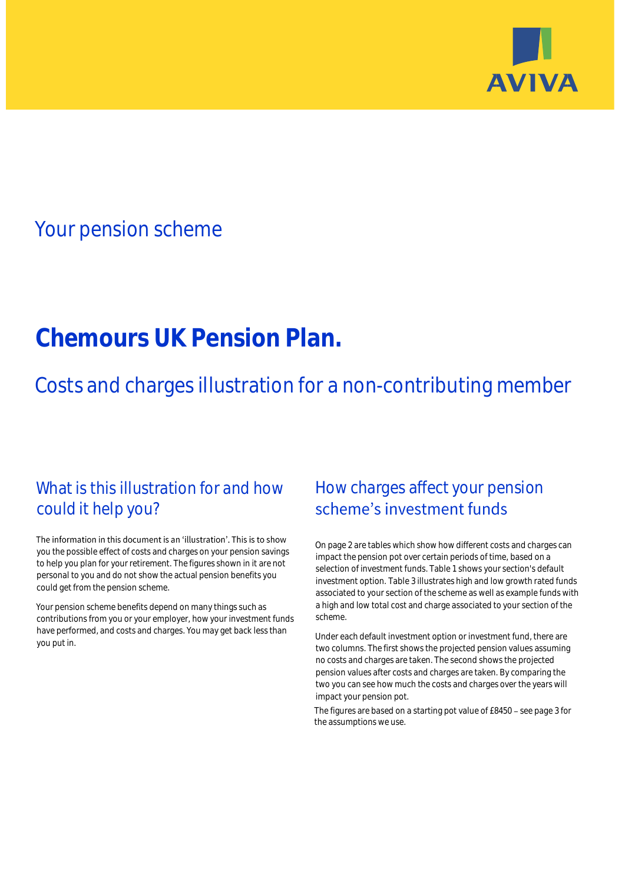AVIVA

## Your pension scheme

# Chemours UK Pension Plan.

## Costs and charges illustration for a non-contributing member

### What is this illustration for and how could it help you?

The information in this document is an 'illustration'. This is to show you the possible effect of costs and charges on your pension savings to help you plan for your retirement. The figures shown in it are not personal to you and do not show the actual pension benefits you could get from the pension scheme.

Your pension scheme benefits depend on many things such as contributions from you or your employer, how your investment funds have performed, and costs and charges. You may get back less than you put in.

### How charges affect your pension scheme's investment funds

On page 2 are tables which show how different costs and charges can impact the pension pot over certain periods of time, based on a selection of investment funds. Table 1 shows your section's default investment option. Table 3 illustrates high and low growth rated funds associated to your section of the scheme as well as example funds with a high and low total cost and charge associated to your section of the scheme.

Under each default investment option or investment fund, there are two columns. The first shows the projected pension values assuming no costs and charges are taken. The second shows the projected pension values after costs and charges are taken. By comparing the two you can see how much the costs and charges over the years will impact your pension pot.

The figures are based on a starting pot value of £8450 – see page 3 for the assumptions we use.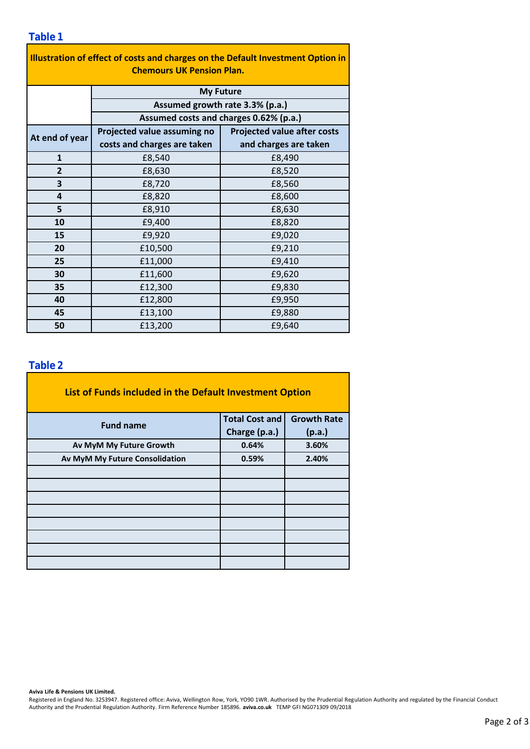## Table 1

| Illustration of effect of costs and charges on the Default Investment Option in Chemours UK Pension Plan. | | |
|---|---|---|
| | My Future | |
| | Assumed growth rate 3.3% (p.a.) | |
| | Assumed costs and charges 0.62% (p.a.) | |
| **At end of year** | **Projected value assuming no costs and charges are taken** | **Projected value after costs and charges are taken** |
| **1** | £8,540 | £8,490 |
| **2** | £8,630 | £8,520 |
| **3** | £8,720 | £8,560 |
| **4** | £8,820 | £8,600 |
| **5** | £8,910 | £8,630 |
| **10** | £9,400 | £8,820 |
| **15** | £9,920 | £9,020 |
| **20** | £10,500 | £9,210 |
| **25** | £11,000 | £9,410 |
| **30** | £11,600 | £9,620 |
| **35** | £12,300 | £9,830 |
| **40** | £12,800 | £9,950 |
| **45** | £13,100 | £9,880 |
| **50** | £13,200 | £9,640 |

## Table 2

**List of Funds included in the Default Investment Option**

| Fund name | Total Cost and Charge (p.a.) | Growth Rate (p.a.) |
|---|---|---|
| **Av MyM My Future Growth** | **0.64%** | **3.60%** |
| **Av MyM My Future Consolidation** | **0.59%** | **2.40%** |
| | | |
| | | |
| | | |
| | | |
| | | |
| | | |
| | | |
| | | |

**Aviva Life & Pensions UK Limited.**
Registered in England No. 3253947. Registered office: Aviva, Wellington Row, York, YO90 1WR. Authorised by the Prudential Regulation Authority and regulated by the Financial Conduct Authority and the Prudential Regulation Authority. Firm Reference Number 185896. **aviva.co.uk** TEMP GFI NG071309 09/2018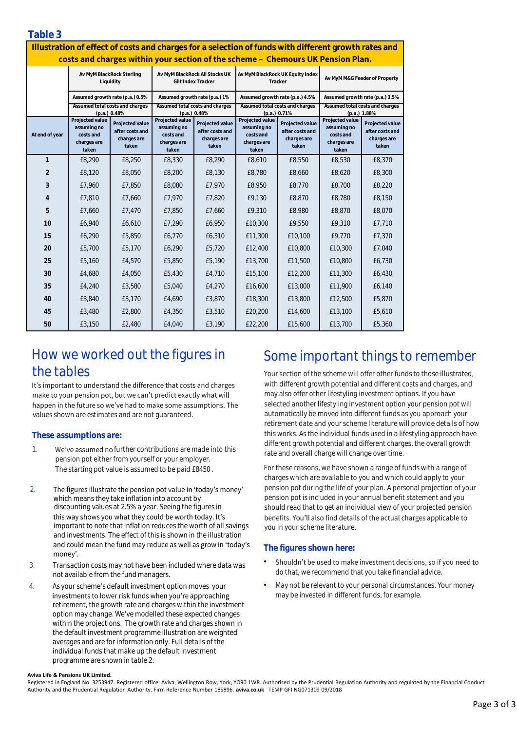## Table 3

| Illustration of effect of costs and charges for a selection of funds with different growth rates and costs and charges within your section of the scheme – Chemours UK Pension Plan. | | | | | | | | |
|---|---|---|---|---|---|---|---|---|
| | Av MyM BlackRock Sterling Liquidity | | Av MyM BlackRock All Stocks UK Gilt Index Tracker | | Av MyM BlackRock UK Equity Index Tracker | | Av MyM M&G Feeder of Property | |
| | Assumed growth rate (p.a.) 0.5% | | Assumed growth rate (p.a.) 1% | | Assumed growth rate (p.a.) 4.5% | | Assumed growth rate (p.a.) 3.5% | |
| | Assumed total costs and charges (p.a.) 0.48% | | Assumed total costs and charges (p.a.) 0.48% | | Assumed total costs and charges (p.a.) 0.71% | | Assumed total costs and charges (p.a.) 1.88% | |
| At end of year | Projected value assuming no costs and charges are taken | Projected value after costs and charges are taken | Projected value assuming no costs and charges are taken | Projected value after costs and charges are taken | Projected value assuming no costs and charges are taken | Projected value after costs and charges are taken | Projected value assuming no costs and charges are taken | Projected value after costs and charges are taken |
| 1 | £8,290 | £8,250 | £8,330 | £8,290 | £8,610 | £8,550 | £8,530 | £8,370 |
| 2 | £8,120 | £8,050 | £8,200 | £8,130 | £8,780 | £8,660 | £8,620 | £8,300 |
| 3 | £7,960 | £7,850 | £8,080 | £7,970 | £8,950 | £8,770 | £8,700 | £8,220 |
| 4 | £7,810 | £7,660 | £7,970 | £7,820 | £9,130 | £8,870 | £8,780 | £8,150 |
| 5 | £7,660 | £7,470 | £7,850 | £7,660 | £9,310 | £8,980 | £8,870 | £8,070 |
| 10 | £6,940 | £6,610 | £7,290 | £6,950 | £10,300 | £9,550 | £9,310 | £7,710 |
| 15 | £6,290 | £5,850 | £6,770 | £6,310 | £11,300 | £10,100 | £9,770 | £7,370 |
| 20 | £5,700 | £5,170 | £6,290 | £5,720 | £12,400 | £10,800 | £10,300 | £7,040 |
| 25 | £5,160 | £4,570 | £5,850 | £5,190 | £13,700 | £11,500 | £10,800 | £6,730 |
| 30 | £4,680 | £4,050 | £5,430 | £4,710 | £15,100 | £12,200 | £11,300 | £6,430 |
| 35 | £4,240 | £3,580 | £5,040 | £4,270 | £16,600 | £13,000 | £11,900 | £6,140 |
| 40 | £3,840 | £3,170 | £4,690 | £3,870 | £18,300 | £13,800 | £12,500 | £5,870 |
| 45 | £3,480 | £2,800 | £4,350 | £3,510 | £20,200 | £14,600 | £13,100 | £5,610 |
| 50 | £3,150 | £2,480 | £4,040 | £3,190 | £22,200 | £15,600 | £13,700 | £5,360 |

# How we worked out the figures in the tables

It's important to understand the difference that costs and charges make to your pension pot, but we can't predict exactly what will happen in the future so we've had to make some assumptions. The values shown are estimates and are not guaranteed.

### These assumptions are:

1. We've assumed no further contributions are made into this pension pot either from yourself or your employer. The starting pot value is assumed to be paid £8450 .
2. The figures illustrate the pension pot value in 'today's money' which means they take inflation into account by discounting values at 2.5% a year. Seeing the figures in this way shows you what they could be worth today. It's important to note that inflation reduces the worth of all savings and investments. The effect of this is shown in the illustration and could mean the fund may reduce as well as grow in 'today's money'.
3. Transaction costs may not have been included where data was not available from the fund managers.
4. As your scheme's default investment option moves your investments to lower risk funds when you're approaching retirement, the growth rate and charges within the investment option may change. We've modelled these expected changes within the projections. The growth rate and charges shown in the default investment programme illustration are weighted averages and are for information only. Full details of the individual funds that make up the default investment programme are shown in table 2.

# Some important things to remember

Your section of the scheme will offer other funds to those illustrated, with different growth potential and different costs and charges, and may also offer other lifestyling investment options. If you have selected another lifestyling investment option your pension pot will automatically be moved into different funds as you approach your retirement date and your scheme literature will provide details of how this works. As the individual funds used in a lifestyling approach have different growth potential and different charges, the overall growth rate and overall charge will change over time.

For these reasons, we have shown a range of funds with a range of charges which are available to you and which could apply to your pension pot during the life of your plan. A personal projection of your pension pot is included in your annual benefit statement and you should read that to get an individual view of your projected pension benefits. You'll also find details of the actual charges applicable to you in your scheme literature.

### The figures shown here:

- Shouldn't be used to make investment decisions, so if you need to do that, we recommend that you take financial advice.
- May not be relevant to your personal circumstances. Your money may be invested in different funds, for example.

**Aviva Life & Pensions UK Limited.**
Registered in England No. 3253947. Registered office: Aviva, Wellington Row, York, YO90 1WR. Authorised by the Prudential Regulation Authority and regulated by the Financial Conduct Authority and the Prudential Regulation Authority. Firm Reference Number 185896. **aviva.co.uk** TEMP GFI NG071309 09/2018